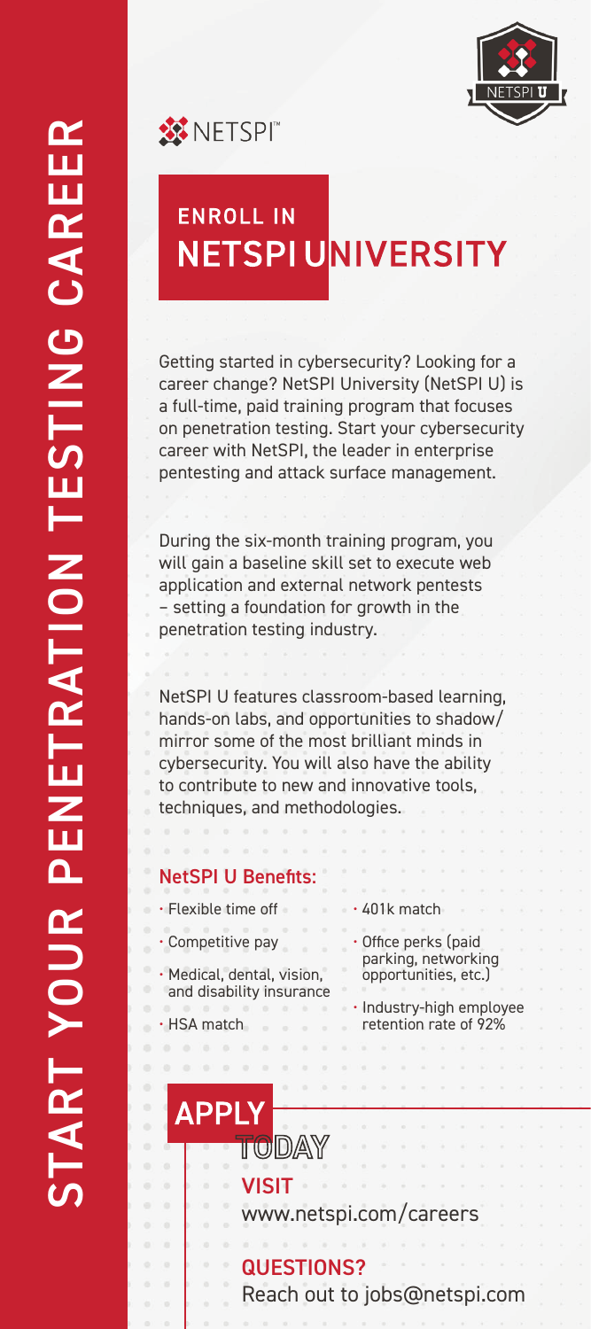# START YOUR PENETRATION TESTING CAREER

NETSPI™

## ENROLL IN NETSPI UNIVERSITY

Getting started in cybersecurity? Looking for a career change? NetSPI University (NetSPI U) is a full-time, paid training program that focuses on penetration testing. Start your cybersecurity career with NetSPI, the leader in enterprise pentesting and attack surface management.

During the six-month training program, you will gain a baseline skill set to execute web application and external network pentests – setting a foundation for growth in the penetration testing industry.

NetSPI U features classroom-based learning, hands-on labs, and opportunities to shadow/mirror some of the most brilliant minds in cybersecurity. You will also have the ability to contribute to new and innovative tools, techniques, and methodologies.

### NetSPI U Benefits:

- Flexible time off
- Competitive pay
- Medical, dental, vision, and disability insurance
- HSA match
- 401k match
- Office perks (paid parking, networking opportunities, etc.)
- Industry-high employee retention rate of 92%

## APPLY TODAY

**VISIT**
www.netspi.com/careers

**QUESTIONS?**
Reach out to jobs@netspi.com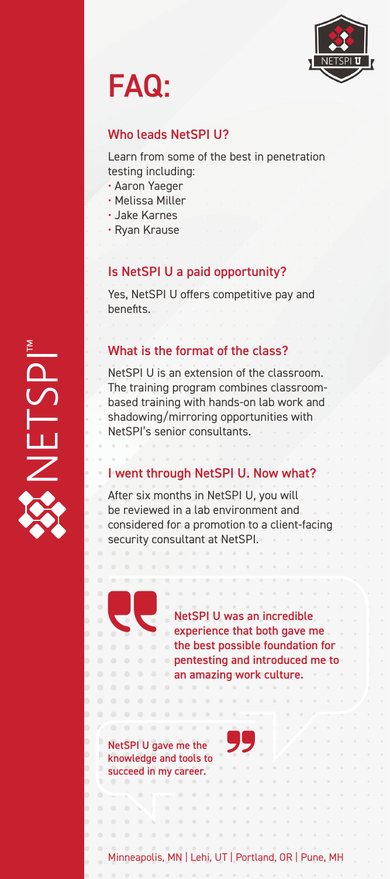# FAQ:

### Who leads NetSPI U?

Learn from some of the best in penetration testing including:

- Aaron Yaeger
- Melissa Miller
- Jake Karnes
- Ryan Krause

### Is NetSPI U a paid opportunity?

Yes, NetSPI U offers competitive pay and benefits.

### What is the format of the class?

NetSPI U is an extension of the classroom. The training program combines classroom-based training with hands-on lab work and shadowing/mirroring opportunities with NetSPI's senior consultants.

### I went through NetSPI U. Now what?

After six months in NetSPI U, you will be reviewed in a lab environment and considered for a promotion to a client-facing security consultant at NetSPI.

> NetSPI U was an incredible experience that both gave me the best possible foundation for pentesting and introduced me to an amazing work culture.

> NetSPI U gave me the knowledge and tools to succeed in my career.

Minneapolis, MN | Lehi, UT | Portland, OR | Pune, MH